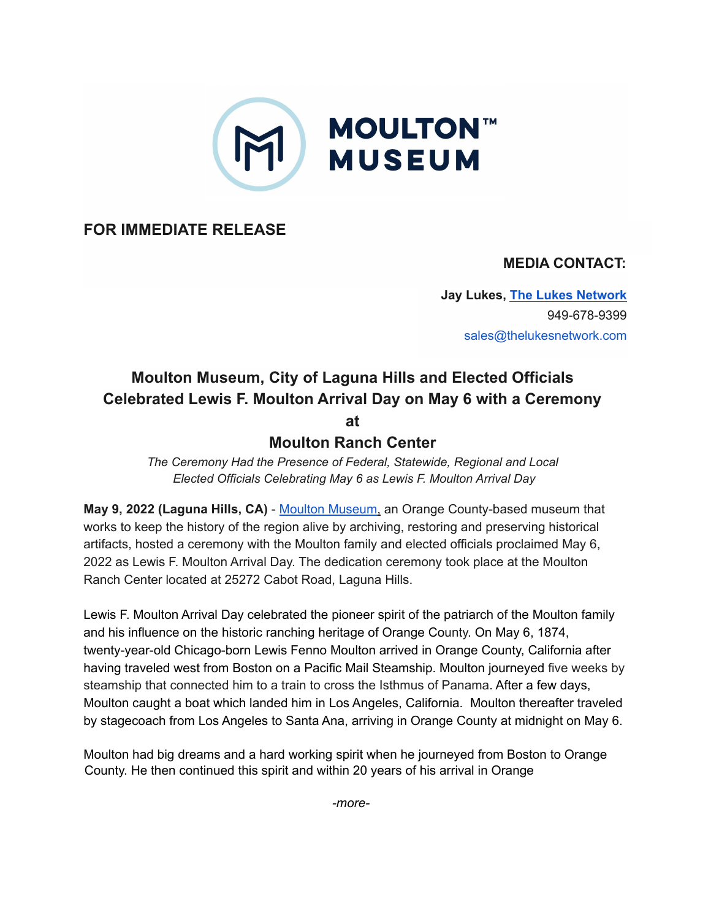MOULTON™ MUSEUM

**FOR IMMEDIATE RELEASE**

**MEDIA CONTACT:**

**Jay Lukes, [The Lukes Network]**
949-678-9399
sales@thelukesnetwork.com

## Moulton Museum, City of Laguna Hills and Elected Officials Celebrated Lewis F. Moulton Arrival Day on May 6 with a Ceremony at Moulton Ranch Center

*The Ceremony Had the Presence of Federal, Statewide, Regional and Local Elected Officials Celebrating May 6 as Lewis F. Moulton Arrival Day*

**May 9, 2022 (Laguna Hills, CA)** - Moulton Museum, an Orange County-based museum that works to keep the history of the region alive by archiving, restoring and preserving historical artifacts, hosted a ceremony with the Moulton family and elected officials proclaimed May 6, 2022 as Lewis F. Moulton Arrival Day. The dedication ceremony took place at the Moulton Ranch Center located at 25272 Cabot Road, Laguna Hills.

Lewis F. Moulton Arrival Day celebrated the pioneer spirit of the patriarch of the Moulton family and his influence on the historic ranching heritage of Orange County. On May 6, 1874, twenty-year-old Chicago-born Lewis Fenno Moulton arrived in Orange County, California after having traveled west from Boston on a Pacific Mail Steamship. Moulton journeyed five weeks by steamship that connected him to a train to cross the Isthmus of Panama. After a few days, Moulton caught a boat which landed him in Los Angeles, California. Moulton thereafter traveled by stagecoach from Los Angeles to Santa Ana, arriving in Orange County at midnight on May 6.

Moulton had big dreams and a hard working spirit when he journeyed from Boston to Orange County. He then continued this spirit and within 20 years of his arrival in Orange

*-more-*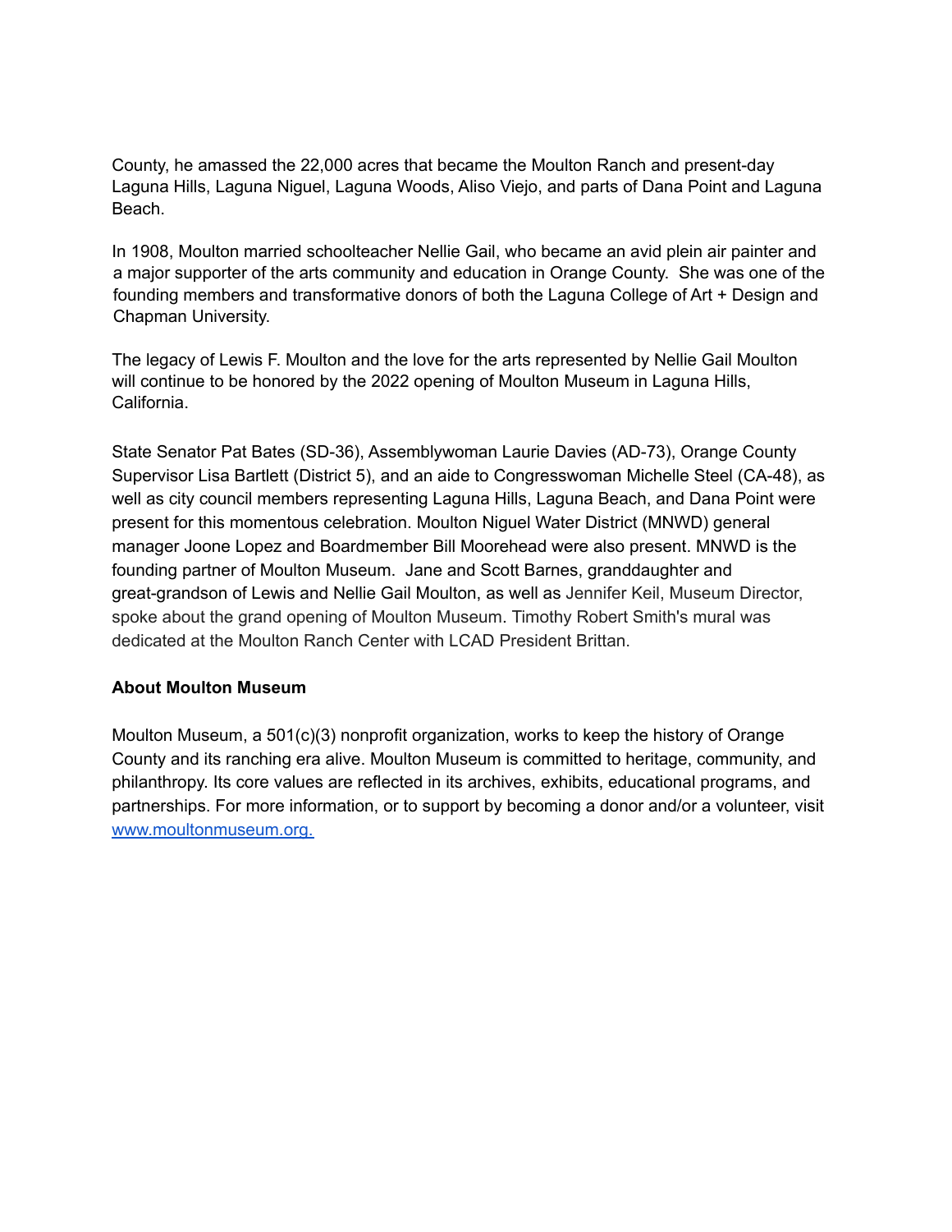County, he amassed the 22,000 acres that became the Moulton Ranch and present-day Laguna Hills, Laguna Niguel, Laguna Woods, Aliso Viejo, and parts of Dana Point and Laguna Beach.

In 1908, Moulton married schoolteacher Nellie Gail, who became an avid plein air painter and a major supporter of the arts community and education in Orange County. She was one of the founding members and transformative donors of both the Laguna College of Art + Design and Chapman University.

The legacy of Lewis F. Moulton and the love for the arts represented by Nellie Gail Moulton will continue to be honored by the 2022 opening of Moulton Museum in Laguna Hills, California.

State Senator Pat Bates (SD-36), Assemblywoman Laurie Davies (AD-73), Orange County Supervisor Lisa Bartlett (District 5), and an aide to Congresswoman Michelle Steel (CA-48), as well as city council members representing Laguna Hills, Laguna Beach, and Dana Point were present for this momentous celebration. Moulton Niguel Water District (MNWD) general manager Joone Lopez and Boardmember Bill Moorehead were also present. MNWD is the founding partner of Moulton Museum. Jane and Scott Barnes, granddaughter and great-grandson of Lewis and Nellie Gail Moulton, as well as Jennifer Keil, Museum Director, spoke about the grand opening of Moulton Museum. Timothy Robert Smith's mural was dedicated at the Moulton Ranch Center with LCAD President Brittan.

**About Moulton Museum**

Moulton Museum, a 501(c)(3) nonprofit organization, works to keep the history of Orange County and its ranching era alive. Moulton Museum is committed to heritage, community, and philanthropy. Its core values are reflected in its archives, exhibits, educational programs, and partnerships. For more information, or to support by becoming a donor and/or a volunteer, visit www.moultonmuseum.org.